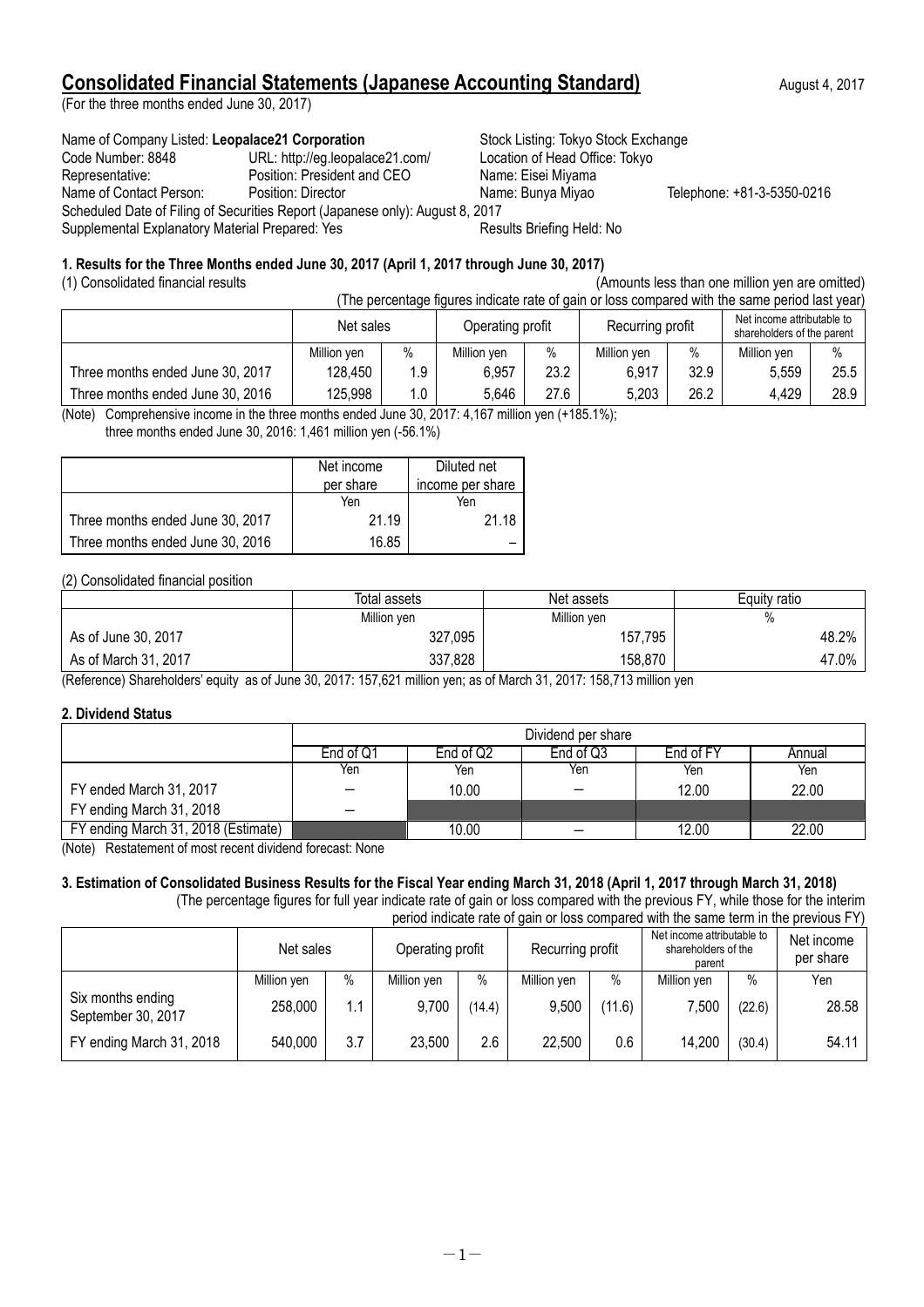# Consolidated Financial Statements (Japanese Accounting Standard)

August 4, 2017

(For the three months ended June 30, 2017)

Name of Company Listed: **Leopalace21 Corporation** — Stock Listing: Tokyo Stock Exchange
Code Number: 8848 — URL: http://eg.leopalace21.com/ — Location of Head Office: Tokyo
Representative: Position: President and CEO — Name: Eisei Miyama
Name of Contact Person: Position: Director — Name: Bunya Miyao — Telephone: +81-3-5350-0216
Scheduled Date of Filing of Securities Report (Japanese only): August 8, 2017
Supplemental Explanatory Material Prepared: Yes — Results Briefing Held: No

### 1. Results for the Three Months ended June 30, 2017 (April 1, 2017 through June 30, 2017)

(1) Consolidated financial results (Amounts less than one million yen are omitted)

(The percentage figures indicate rate of gain or loss compared with the same period last year)

| | Net sales | | Operating profit | | Recurring profit | | Net income attributable to shareholders of the parent | |
|---|---|---|---|---|---|---|---|---|
| | Million yen | % | Million yen | % | Million yen | % | Million yen | % |
| Three months ended June 30, 2017 | 128,450 | 1.9 | 6,957 | 23.2 | 6,917 | 32.9 | 5,559 | 25.5 |
| Three months ended June 30, 2016 | 125,998 | 1.0 | 5,646 | 27.6 | 5,203 | 26.2 | 4,429 | 28.9 |

(Note) Comprehensive income in the three months ended June 30, 2017: 4,167 million yen (+185.1%);
three months ended June 30, 2016: 1,461 million yen (-56.1%)

| | Net income per share | Diluted net income per share |
|---|---|---|
| | Yen | Yen |
| Three months ended June 30, 2017 | 21.19 | 21.18 |
| Three months ended June 30, 2016 | 16.85 | – |

(2) Consolidated financial position

| | Total assets | Net assets | Equity ratio |
|---|---|---|---|
| | Million yen | Million yen | % |
| As of June 30, 2017 | 327,095 | 157,795 | 48.2% |
| As of March 31, 2017 | 337,828 | 158,870 | 47.0% |

(Reference) Shareholders' equity as of June 30, 2017: 157,621 million yen; as of March 31, 2017: 158,713 million yen

### 2. Dividend Status

| | Dividend per share | | | | |
|---|---|---|---|---|---|
| | End of Q1 | End of Q2 | End of Q3 | End of FY | Annual |
| | Yen | Yen | Yen | Yen | Yen |
| FY ended March 31, 2017 | – | 10.00 | – | 12.00 | 22.00 |
| FY ending March 31, 2018 | – | | | | |
| FY ending March 31, 2018 (Estimate) | | 10.00 | – | 12.00 | 22.00 |

(Note) Restatement of most recent dividend forecast: None

### 3. Estimation of Consolidated Business Results for the Fiscal Year ending March 31, 2018 (April 1, 2017 through March 31, 2018)

(The percentage figures for full year indicate rate of gain or loss compared with the previous FY, while those for the interim period indicate rate of gain or loss compared with the same term in the previous FY)

| | Net sales | | Operating profit | | Recurring profit | | Net income attributable to shareholders of the parent | | Net income per share |
|---|---|---|---|---|---|---|---|---|---|
| | Million yen | % | Million yen | % | Million yen | % | Million yen | % | Yen |
| Six months ending September 30, 2017 | 258,000 | 1.1 | 9,700 | (14.4) | 9,500 | (11.6) | 7,500 | (22.6) | 28.58 |
| FY ending March 31, 2018 | 540,000 | 3.7 | 23,500 | 2.6 | 22,500 | 0.6 | 14,200 | (30.4) | 54.11 |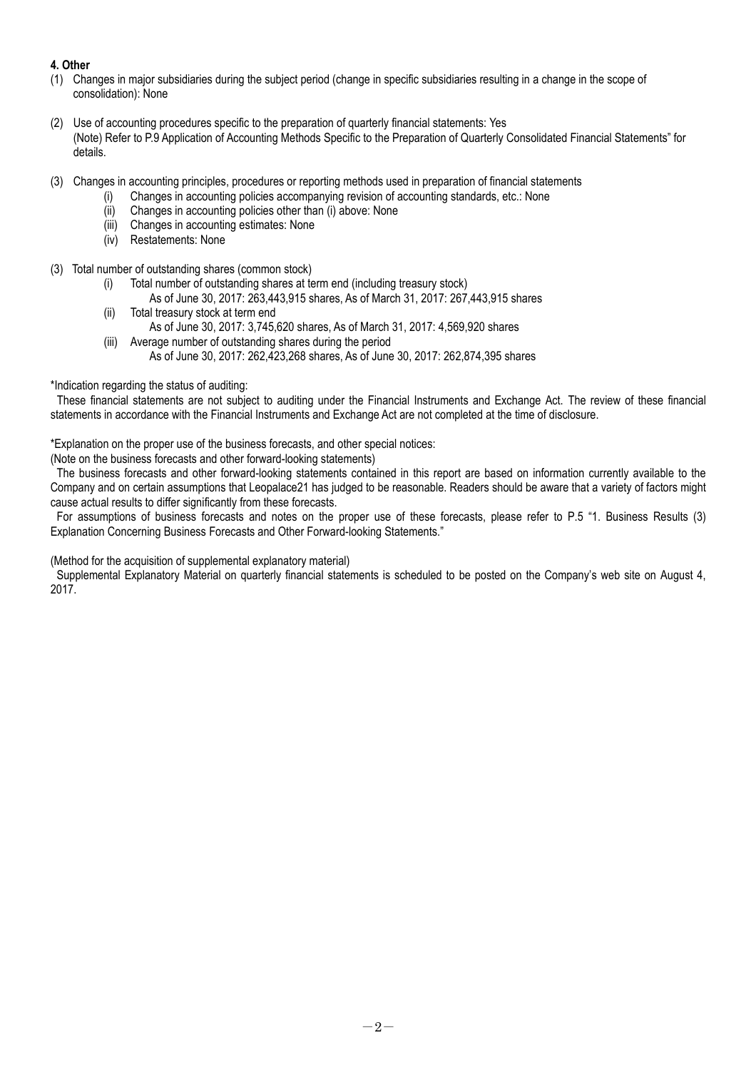**4. Other**

(1) Changes in major subsidiaries during the subject period (change in specific subsidiaries resulting in a change in the scope of consolidation): None

(2) Use of accounting procedures specific to the preparation of quarterly financial statements: Yes
(Note) Refer to P.9 Application of Accounting Methods Specific to the Preparation of Quarterly Consolidated Financial Statements" for details.

(3) Changes in accounting principles, procedures or reporting methods used in preparation of financial statements
  (i) Changes in accounting policies accompanying revision of accounting standards, etc.: None
  (ii) Changes in accounting policies other than (i) above: None
  (iii) Changes in accounting estimates: None
  (iv) Restatements: None

(3) Total number of outstanding shares (common stock)
  (i) Total number of outstanding shares at term end (including treasury stock)
    As of June 30, 2017: 263,443,915 shares, As of March 31, 2017: 267,443,915 shares
  (ii) Total treasury stock at term end
    As of June 30, 2017: 3,745,620 shares, As of March 31, 2017: 4,569,920 shares
  (iii) Average number of outstanding shares during the period
    As of June 30, 2017: 262,423,268 shares, As of June 30, 2017: 262,874,395 shares

*Indication regarding the status of auditing:
These financial statements are not subject to auditing under the Financial Instruments and Exchange Act. The review of these financial statements in accordance with the Financial Instruments and Exchange Act are not completed at the time of disclosure.

*Explanation on the proper use of the business forecasts, and other special notices:
(Note on the business forecasts and other forward-looking statements)
The business forecasts and other forward-looking statements contained in this report are based on information currently available to the Company and on certain assumptions that Leopalace21 has judged to be reasonable. Readers should be aware that a variety of factors might cause actual results to differ significantly from these forecasts.
For assumptions of business forecasts and notes on the proper use of these forecasts, please refer to P.5 "1. Business Results (3) Explanation Concerning Business Forecasts and Other Forward-looking Statements."

(Method for the acquisition of supplemental explanatory material)
Supplemental Explanatory Material on quarterly financial statements is scheduled to be posted on the Company's web site on August 4, 2017.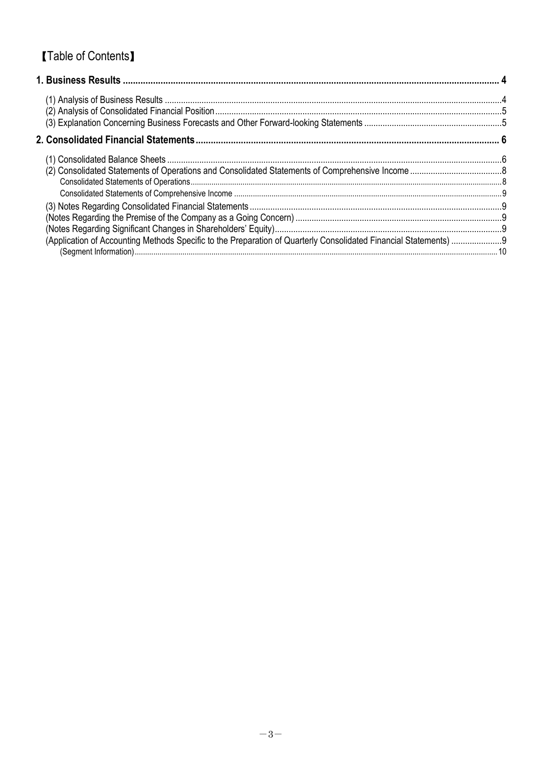# 【Table of Contents】

**1. Business Results ........................................................................................................ 4**

(1) Analysis of Business Results ........................................................................................ 4
(2) Analysis of Consolidated Financial Position ................................................................... 5
(3) Explanation Concerning Business Forecasts and Other Forward-looking Statements ........... 5

**2. Consolidated Financial Statements ............................................................................ 6**

(1) Consolidated Balance Sheets ........................................................................................ 6
(2) Consolidated Statements of Operations and Consolidated Statements of Comprehensive Income ........ 8
Consolidated Statements of Operations ............................................................................. 8
Consolidated Statements of Comprehensive Income ............................................................ 9
(3) Notes Regarding Consolidated Financial Statements ........................................................ 9
(Notes Regarding the Premise of the Company as a Going Concern) ....................................... 9
(Notes Regarding Significant Changes in Shareholders' Equity) ............................................. 9
(Application of Accounting Methods Specific to the Preparation of Quarterly Consolidated Financial Statements) ........ 9
(Segment Information) .................................................................................................. 10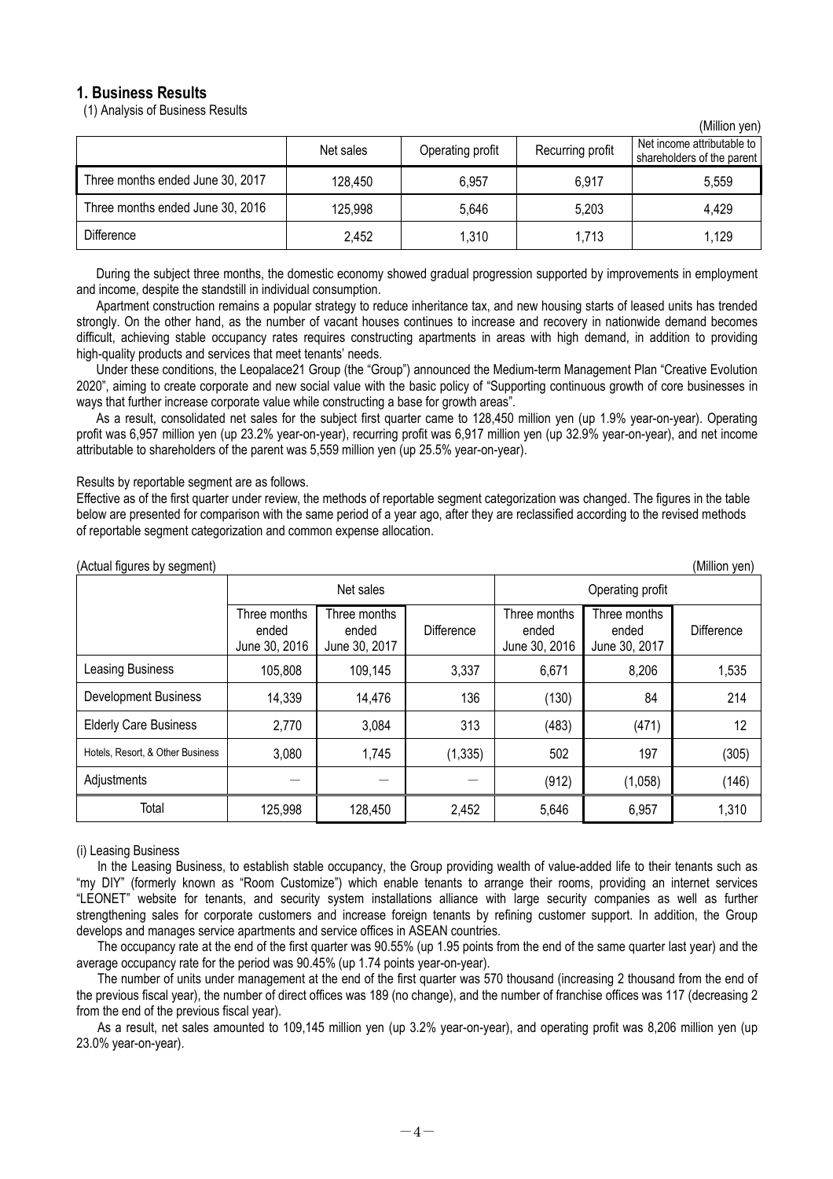## 1. Business Results

(1) Analysis of Business Results

(Million yen)

| | Net sales | Operating profit | Recurring profit | Net income attributable to shareholders of the parent |
|---|---|---|---|---|
| Three months ended June 30, 2017 | 128,450 | 6,957 | 6,917 | 5,559 |
| Three months ended June 30, 2016 | 125,998 | 5,646 | 5,203 | 4,429 |
| Difference | 2,452 | 1,310 | 1,713 | 1,129 |

During the subject three months, the domestic economy showed gradual progression supported by improvements in employment and income, despite the standstill in individual consumption.

Apartment construction remains a popular strategy to reduce inheritance tax, and new housing starts of leased units has trended strongly. On the other hand, as the number of vacant houses continues to increase and recovery in nationwide demand becomes difficult, achieving stable occupancy rates requires constructing apartments in areas with high demand, in addition to providing high-quality products and services that meet tenants' needs.

Under these conditions, the Leopalace21 Group (the "Group") announced the Medium-term Management Plan "Creative Evolution 2020", aiming to create corporate and new social value with the basic policy of "Supporting continuous growth of core businesses in ways that further increase corporate value while constructing a base for growth areas".

As a result, consolidated net sales for the subject first quarter came to 128,450 million yen (up 1.9% year-on-year). Operating profit was 6,957 million yen (up 23.2% year-on-year), recurring profit was 6,917 million yen (up 32.9% year-on-year), and net income attributable to shareholders of the parent was 5,559 million yen (up 25.5% year-on-year).

Results by reportable segment are as follows.

Effective as of the first quarter under review, the methods of reportable segment categorization was changed. The figures in the table below are presented for comparison with the same period of a year ago, after they are reclassified according to the revised methods of reportable segment categorization and common expense allocation.

(Actual figures by segment) (Million yen)

| | Net sales | | | Operating profit | | |
|---|---|---|---|---|---|---|
| | Three months ended June 30, 2016 | Three months ended June 30, 2017 | Difference | Three months ended June 30, 2016 | Three months ended June 30, 2017 | Difference |
| Leasing Business | 105,808 | 109,145 | 3,337 | 6,671 | 8,206 | 1,535 |
| Development Business | 14,339 | 14,476 | 136 | (130) | 84 | 214 |
| Elderly Care Business | 2,770 | 3,084 | 313 | (483) | (471) | 12 |
| Hotels, Resort, & Other Business | 3,080 | 1,745 | (1,335) | 502 | 197 | (305) |
| Adjustments | — | — | — | (912) | (1,058) | (146) |
| Total | 125,998 | 128,450 | 2,452 | 5,646 | 6,957 | 1,310 |

(i) Leasing Business

In the Leasing Business, to establish stable occupancy, the Group providing wealth of value-added life to their tenants such as "my DIY" (formerly known as "Room Customize") which enable tenants to arrange their rooms, providing an internet services "LEONET" website for tenants, and security system installations alliance with large security companies as well as further strengthening sales for corporate customers and increase foreign tenants by refining customer support. In addition, the Group develops and manages service apartments and service offices in ASEAN countries.

The occupancy rate at the end of the first quarter was 90.55% (up 1.95 points from the end of the same quarter last year) and the average occupancy rate for the period was 90.45% (up 1.74 points year-on-year).

The number of units under management at the end of the first quarter was 570 thousand (increasing 2 thousand from the end of the previous fiscal year), the number of direct offices was 189 (no change), and the number of franchise offices was 117 (decreasing 2 from the end of the previous fiscal year).

As a result, net sales amounted to 109,145 million yen (up 3.2% year-on-year), and operating profit was 8,206 million yen (up 23.0% year-on-year).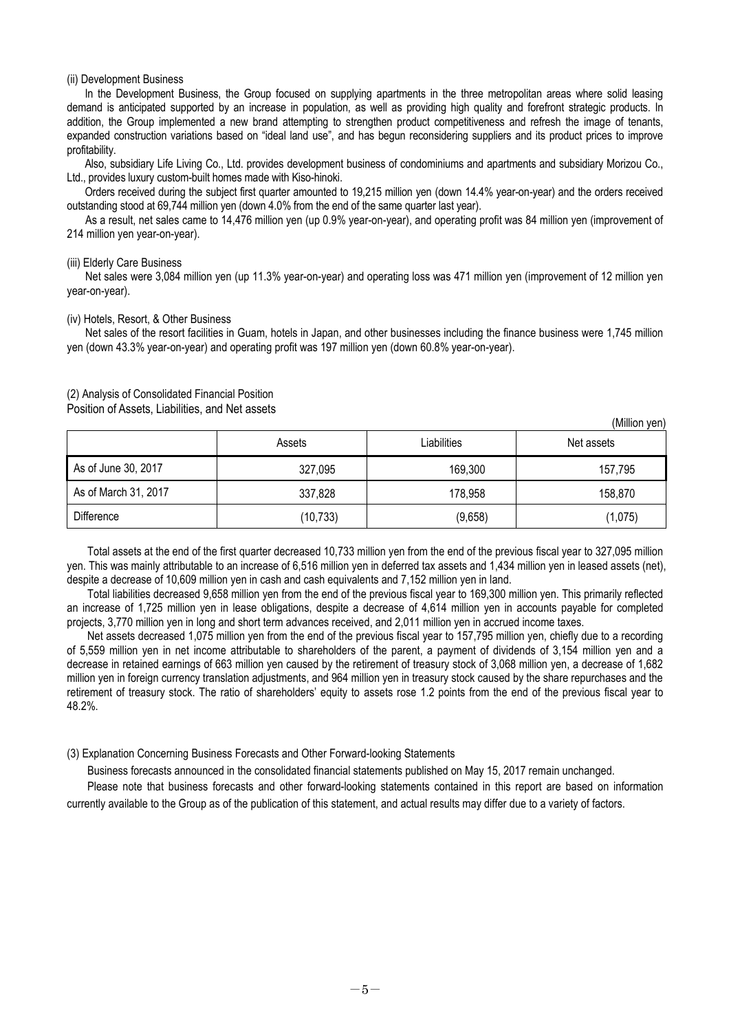(ii) Development Business

In the Development Business, the Group focused on supplying apartments in the three metropolitan areas where solid leasing demand is anticipated supported by an increase in population, as well as providing high quality and forefront strategic products. In addition, the Group implemented a new brand attempting to strengthen product competitiveness and refresh the image of tenants, expanded construction variations based on "ideal land use", and has begun reconsidering suppliers and its product prices to improve profitability.

Also, subsidiary Life Living Co., Ltd. provides development business of condominiums and apartments and subsidiary Morizou Co., Ltd., provides luxury custom-built homes made with Kiso-hinoki.

Orders received during the subject first quarter amounted to 19,215 million yen (down 14.4% year-on-year) and the orders received outstanding stood at 69,744 million yen (down 4.0% from the end of the same quarter last year).

As a result, net sales came to 14,476 million yen (up 0.9% year-on-year), and operating profit was 84 million yen (improvement of 214 million yen year-on-year).

(iii) Elderly Care Business

Net sales were 3,084 million yen (up 11.3% year-on-year) and operating loss was 471 million yen (improvement of 12 million yen year-on-year).

(iv) Hotels, Resort, & Other Business

Net sales of the resort facilities in Guam, hotels in Japan, and other businesses including the finance business were 1,745 million yen (down 43.3% year-on-year) and operating profit was 197 million yen (down 60.8% year-on-year).

(2) Analysis of Consolidated Financial Position

Position of Assets, Liabilities, and Net assets

(Million yen)

| | Assets | Liabilities | Net assets |
|---|---|---|---|
| As of June 30, 2017 | 327,095 | 169,300 | 157,795 |
| As of March 31, 2017 | 337,828 | 178,958 | 158,870 |
| Difference | (10,733) | (9,658) | (1,075) |

Total assets at the end of the first quarter decreased 10,733 million yen from the end of the previous fiscal year to 327,095 million yen. This was mainly attributable to an increase of 6,516 million yen in deferred tax assets and 1,434 million yen in leased assets (net), despite a decrease of 10,609 million yen in cash and cash equivalents and 7,152 million yen in land.

Total liabilities decreased 9,658 million yen from the end of the previous fiscal year to 169,300 million yen. This primarily reflected an increase of 1,725 million yen in lease obligations, despite a decrease of 4,614 million yen in accounts payable for completed projects, 3,770 million yen in long and short term advances received, and 2,011 million yen in accrued income taxes.

Net assets decreased 1,075 million yen from the end of the previous fiscal year to 157,795 million yen, chiefly due to a recording of 5,559 million yen in net income attributable to shareholders of the parent, a payment of dividends of 3,154 million yen and a decrease in retained earnings of 663 million yen caused by the retirement of treasury stock of 3,068 million yen, a decrease of 1,682 million yen in foreign currency translation adjustments, and 964 million yen in treasury stock caused by the share repurchases and the retirement of treasury stock. The ratio of shareholders' equity to assets rose 1.2 points from the end of the previous fiscal year to 48.2%.

(3) Explanation Concerning Business Forecasts and Other Forward-looking Statements

Business forecasts announced in the consolidated financial statements published on May 15, 2017 remain unchanged.

Please note that business forecasts and other forward-looking statements contained in this report are based on information currently available to the Group as of the publication of this statement, and actual results may differ due to a variety of factors.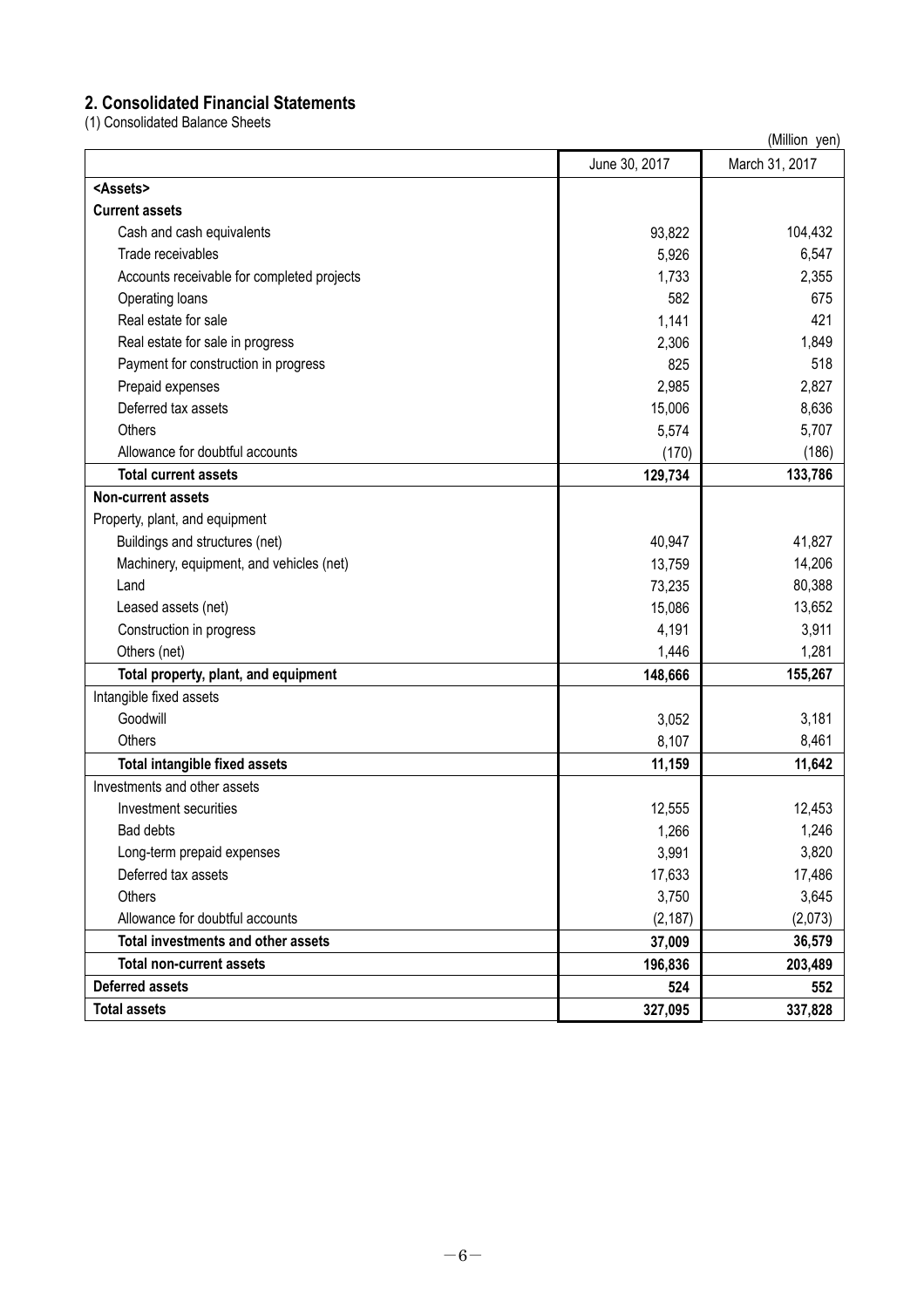## 2. Consolidated Financial Statements

(1) Consolidated Balance Sheets

(Million yen)

| | June 30, 2017 | March 31, 2017 |
|---|---|---|
| **<Assets>** | | |
| **Current assets** | | |
| Cash and cash equivalents | 93,822 | 104,432 |
| Trade receivables | 5,926 | 6,547 |
| Accounts receivable for completed projects | 1,733 | 2,355 |
| Operating loans | 582 | 675 |
| Real estate for sale | 1,141 | 421 |
| Real estate for sale in progress | 2,306 | 1,849 |
| Payment for construction in progress | 825 | 518 |
| Prepaid expenses | 2,985 | 2,827 |
| Deferred tax assets | 15,006 | 8,636 |
| Others | 5,574 | 5,707 |
| Allowance for doubtful accounts | (170) | (186) |
| **Total current assets** | **129,734** | **133,786** |
| **Non-current assets** | | |
| Property, plant, and equipment | | |
| Buildings and structures (net) | 40,947 | 41,827 |
| Machinery, equipment, and vehicles (net) | 13,759 | 14,206 |
| Land | 73,235 | 80,388 |
| Leased assets (net) | 15,086 | 13,652 |
| Construction in progress | 4,191 | 3,911 |
| Others (net) | 1,446 | 1,281 |
| **Total property, plant, and equipment** | **148,666** | **155,267** |
| Intangible fixed assets | | |
| Goodwill | 3,052 | 3,181 |
| Others | 8,107 | 8,461 |
| **Total intangible fixed assets** | **11,159** | **11,642** |
| Investments and other assets | | |
| Investment securities | 12,555 | 12,453 |
| Bad debts | 1,266 | 1,246 |
| Long-term prepaid expenses | 3,991 | 3,820 |
| Deferred tax assets | 17,633 | 17,486 |
| Others | 3,750 | 3,645 |
| Allowance for doubtful accounts | (2,187) | (2,073) |
| **Total investments and other assets** | **37,009** | **36,579** |
| **Total non-current assets** | **196,836** | **203,489** |
| **Deferred assets** | **524** | **552** |
| **Total assets** | **327,095** | **337,828** |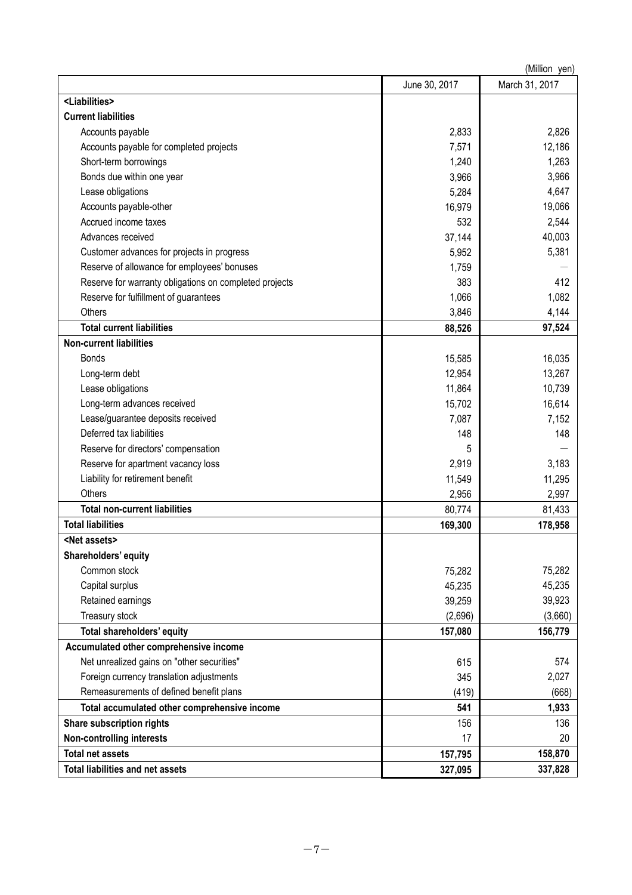(Million yen)

| | June 30, 2017 | March 31, 2017 |
|---|---|---|
| <Liabilities> | | |
| **Current liabilities** | | |
| Accounts payable | 2,833 | 2,826 |
| Accounts payable for completed projects | 7,571 | 12,186 |
| Short-term borrowings | 1,240 | 1,263 |
| Bonds due within one year | 3,966 | 3,966 |
| Lease obligations | 5,284 | 4,647 |
| Accounts payable-other | 16,979 | 19,066 |
| Accrued income taxes | 532 | 2,544 |
| Advances received | 37,144 | 40,003 |
| Customer advances for projects in progress | 5,952 | 5,381 |
| Reserve of allowance for employees' bonuses | 1,759 | — |
| Reserve for warranty obligations on completed projects | 383 | 412 |
| Reserve for fulfillment of guarantees | 1,066 | 1,082 |
| Others | 3,846 | 4,144 |
| **Total current liabilities** | **88,526** | **97,524** |
| **Non-current liabilities** | | |
| Bonds | 15,585 | 16,035 |
| Long-term debt | 12,954 | 13,267 |
| Lease obligations | 11,864 | 10,739 |
| Long-term advances received | 15,702 | 16,614 |
| Lease/guarantee deposits received | 7,087 | 7,152 |
| Deferred tax liabilities | 148 | 148 |
| Reserve for directors' compensation | 5 | — |
| Reserve for apartment vacancy loss | 2,919 | 3,183 |
| Liability for retirement benefit | 11,549 | 11,295 |
| Others | 2,956 | 2,997 |
| **Total non-current liabilities** | 80,774 | 81,433 |
| **Total liabilities** | **169,300** | **178,958** |
| <Net assets> | | |
| **Shareholders' equity** | | |
| Common stock | 75,282 | 75,282 |
| Capital surplus | 45,235 | 45,235 |
| Retained earnings | 39,259 | 39,923 |
| Treasury stock | (2,696) | (3,660) |
| **Total shareholders' equity** | **157,080** | **156,779** |
| **Accumulated other comprehensive income** | | |
| Net unrealized gains on "other securities" | 615 | 574 |
| Foreign currency translation adjustments | 345 | 2,027 |
| Remeasurements of defined benefit plans | (419) | (668) |
| **Total accumulated other comprehensive income** | **541** | **1,933** |
| **Share subscription rights** | 156 | 136 |
| **Non-controlling interests** | 17 | 20 |
| **Total net assets** | **157,795** | **158,870** |
| **Total liabilities and net assets** | **327,095** | **337,828** |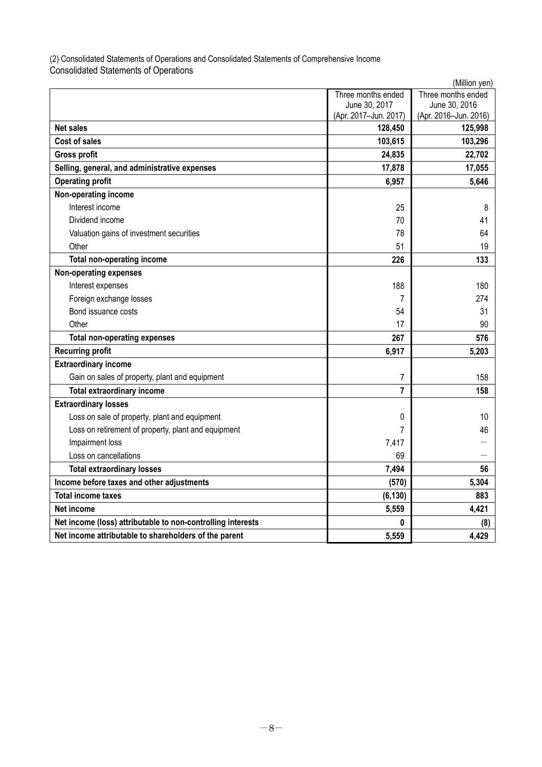(2) Consolidated Statements of Operations and Consolidated Statements of Comprehensive Income

Consolidated Statements of Operations

(Million yen)

| | Three months ended June 30, 2017 (Apr. 2017–Jun. 2017) | Three months ended June 30, 2016 (Apr. 2016–Jun. 2016) |
|---|---|---|
| **Net sales** | **128,450** | **125,998** |
| **Cost of sales** | **103,615** | **103,296** |
| **Gross profit** | **24,835** | **22,702** |
| **Selling, general, and administrative expenses** | **17,878** | **17,055** |
| **Operating profit** | **6,957** | **5,646** |
| **Non-operating income** | | |
| Interest income | 25 | 8 |
| Dividend income | 70 | 41 |
| Valuation gains of investment securities | 78 | 64 |
| Other | 51 | 19 |
| **Total non-operating income** | **226** | **133** |
| **Non-operating expenses** | | |
| Interest expenses | 188 | 180 |
| Foreign exchange losses | 7 | 274 |
| Bond issuance costs | 54 | 31 |
| Other | 17 | 90 |
| **Total non-operating expenses** | **267** | **576** |
| **Recurring profit** | **6,917** | **5,203** |
| **Extraordinary income** | | |
| Gain on sales of property, plant and equipment | 7 | 158 |
| **Total extraordinary income** | **7** | **158** |
| **Extraordinary losses** | | |
| Loss on sale of property, plant and equipment | 0 | 10 |
| Loss on retirement of property, plant and equipment | 7 | 46 |
| Impairment loss | 7,417 | — |
| Loss on cancellations | 69 | — |
| **Total extraordinary losses** | **7,494** | **56** |
| **Income before taxes and other adjustments** | **(570)** | **5,304** |
| **Total income taxes** | **(6,130)** | **883** |
| **Net income** | **5,559** | **4,421** |
| **Net income (loss) attributable to non-controlling interests** | **0** | **(8)** |
| **Net income attributable to shareholders of the parent** | **5,559** | **4,429** |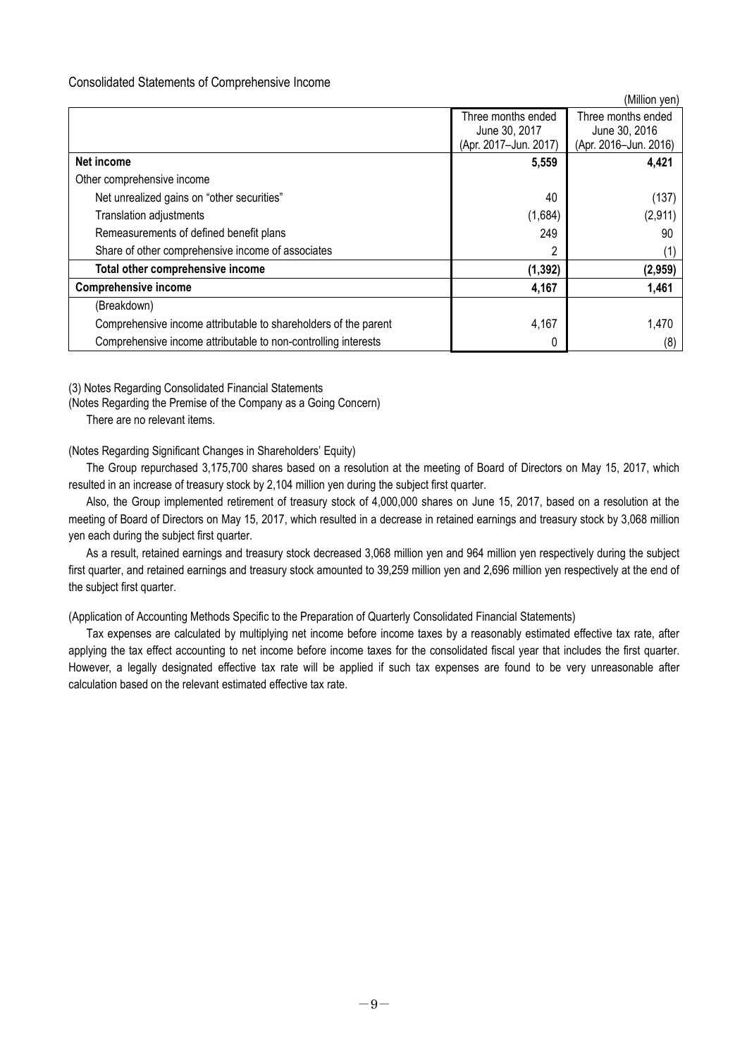Consolidated Statements of Comprehensive Income

(Million yen)

| | Three months ended June 30, 2017 (Apr. 2017–Jun. 2017) | Three months ended June 30, 2016 (Apr. 2016–Jun. 2016) |
|---|---|---|
| **Net income** | **5,559** | **4,421** |
| Other comprehensive income | | |
| Net unrealized gains on "other securities" | 40 | (137) |
| Translation adjustments | (1,684) | (2,911) |
| Remeasurements of defined benefit plans | 249 | 90 |
| Share of other comprehensive income of associates | 2 | (1) |
| **Total other comprehensive income** | **(1,392)** | **(2,959)** |
| **Comprehensive income** | **4,167** | **1,461** |
| (Breakdown) | | |
| Comprehensive income attributable to shareholders of the parent | 4,167 | 1,470 |
| Comprehensive income attributable to non-controlling interests | 0 | (8) |

(3) Notes Regarding Consolidated Financial Statements

(Notes Regarding the Premise of the Company as a Going Concern)

There are no relevant items.

(Notes Regarding Significant Changes in Shareholders' Equity)

The Group repurchased 3,175,700 shares based on a resolution at the meeting of Board of Directors on May 15, 2017, which resulted in an increase of treasury stock by 2,104 million yen during the subject first quarter.

Also, the Group implemented retirement of treasury stock of 4,000,000 shares on June 15, 2017, based on a resolution at the meeting of Board of Directors on May 15, 2017, which resulted in a decrease in retained earnings and treasury stock by 3,068 million yen each during the subject first quarter.

As a result, retained earnings and treasury stock decreased 3,068 million yen and 964 million yen respectively during the subject first quarter, and retained earnings and treasury stock amounted to 39,259 million yen and 2,696 million yen respectively at the end of the subject first quarter.

(Application of Accounting Methods Specific to the Preparation of Quarterly Consolidated Financial Statements)

Tax expenses are calculated by multiplying net income before income taxes by a reasonably estimated effective tax rate, after applying the tax effect accounting to net income before income taxes for the consolidated fiscal year that includes the first quarter. However, a legally designated effective tax rate will be applied if such tax expenses are found to be very unreasonable after calculation based on the relevant estimated effective tax rate.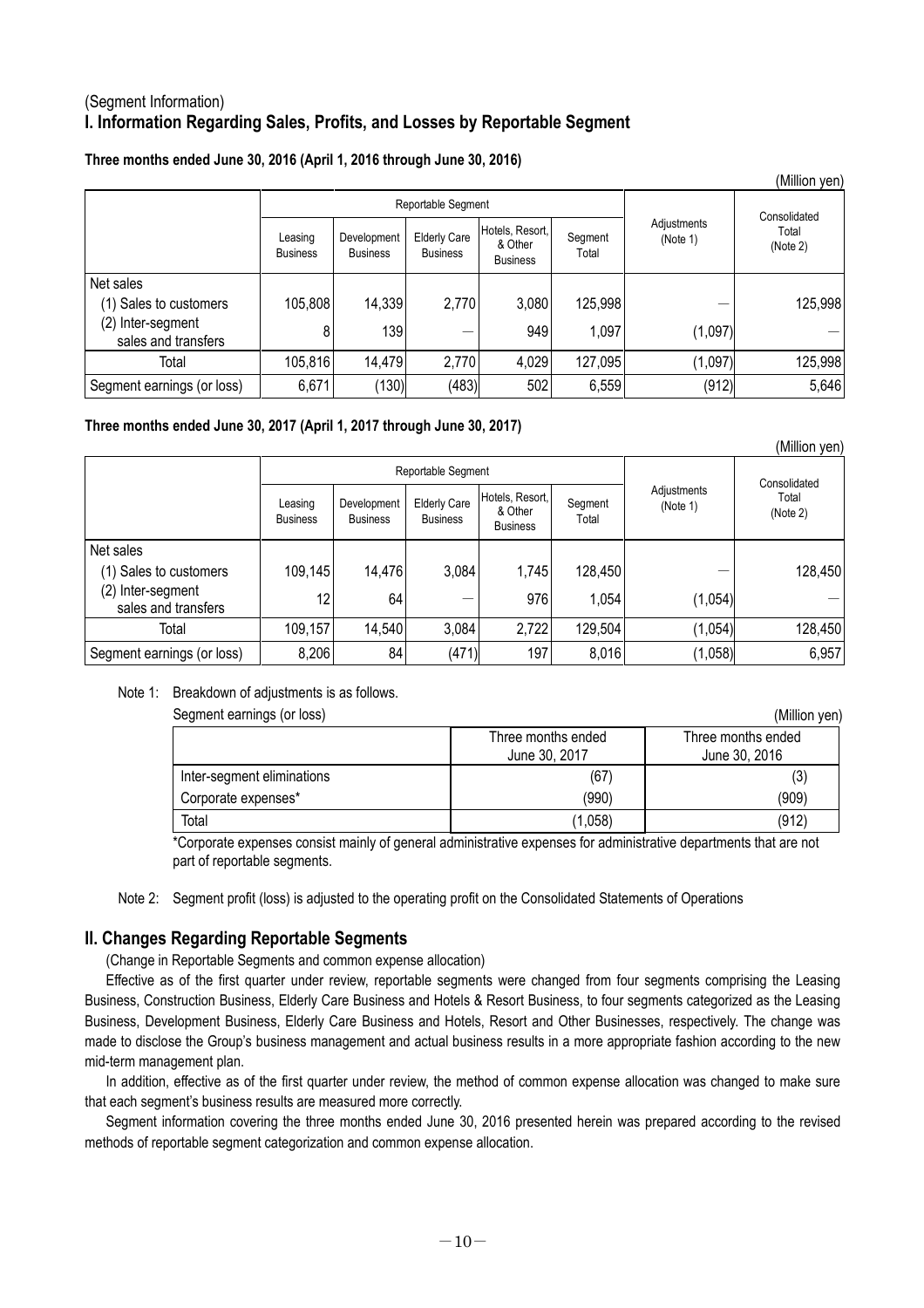(Segment Information)

## I. Information Regarding Sales, Profits, and Losses by Reportable Segment

**Three months ended June 30, 2016 (April 1, 2016 through June 30, 2016)**

(Million yen)

| | Reportable Segment | | | | | Adjustments (Note 1) | Consolidated Total (Note 2) |
|---|---|---|---|---|---|---|---|
| | Leasing Business | Development Business | Elderly Care Business | Hotels, Resort, & Other Business | Segment Total | | |
| Net sales | | | | | | | |
| (1) Sales to customers | 105,808 | 14,339 | 2,770 | 3,080 | 125,998 | — | 125,998 |
| (2) Inter-segment sales and transfers | 8 | 139 | — | 949 | 1,097 | (1,097) | — |
| Total | 105,816 | 14,479 | 2,770 | 4,029 | 127,095 | (1,097) | 125,998 |
| Segment earnings (or loss) | 6,671 | (130) | (483) | 502 | 6,559 | (912) | 5,646 |

**Three months ended June 30, 2017 (April 1, 2017 through June 30, 2017)**

(Million yen)

| | Reportable Segment | | | | | Adjustments (Note 1) | Consolidated Total (Note 2) |
|---|---|---|---|---|---|---|---|
| | Leasing Business | Development Business | Elderly Care Business | Hotels, Resort, & Other Business | Segment Total | | |
| Net sales | | | | | | | |
| (1) Sales to customers | 109,145 | 14,476 | 3,084 | 1,745 | 128,450 | — | 128,450 |
| (2) Inter-segment sales and transfers | 12 | 64 | — | 976 | 1,054 | (1,054) | — |
| Total | 109,157 | 14,540 | 3,084 | 2,722 | 129,504 | (1,054) | 128,450 |
| Segment earnings (or loss) | 8,206 | 84 | (471) | 197 | 8,016 | (1,058) | 6,957 |

Note 1: Breakdown of adjustments is as follows.

Segment earnings (or loss) (Million yen)

| | Three months ended June 30, 2017 | Three months ended June 30, 2016 |
|---|---|---|
| Inter-segment eliminations | (67) | (3) |
| Corporate expenses* | (990) | (909) |
| Total | (1,058) | (912) |

*Corporate expenses consist mainly of general administrative expenses for administrative departments that are not part of reportable segments.

Note 2: Segment profit (loss) is adjusted to the operating profit on the Consolidated Statements of Operations

## II. Changes Regarding Reportable Segments

(Change in Reportable Segments and common expense allocation)

Effective as of the first quarter under review, reportable segments were changed from four segments comprising the Leasing Business, Construction Business, Elderly Care Business and Hotels & Resort Business, to four segments categorized as the Leasing Business, Development Business, Elderly Care Business and Hotels, Resort and Other Businesses, respectively. The change was made to disclose the Group's business management and actual business results in a more appropriate fashion according to the new mid-term management plan.

In addition, effective as of the first quarter under review, the method of common expense allocation was changed to make sure that each segment's business results are measured more correctly.

Segment information covering the three months ended June 30, 2016 presented herein was prepared according to the revised methods of reportable segment categorization and common expense allocation.